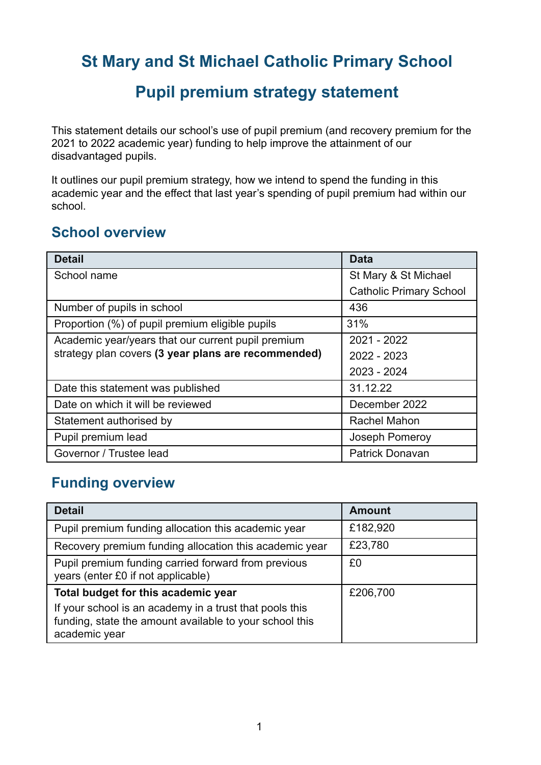# St Mary and St Michael Catholic Primary School

# Pupil premium strategy statement

This statement details our school's use of pupil premium (and recovery premium for the 2021 to 2022 academic year) funding to help improve the attainment of our disadvantaged pupils.

It outlines our pupil premium strategy, how we intend to spend the funding in this academic year and the effect that last year's spending of pupil premium had within our school.

## School overview

| Detail | Data |
|---|---|
| School name | St Mary & St Michael Catholic Primary School |
| Number of pupils in school | 436 |
| Proportion (%) of pupil premium eligible pupils | 31% |
| Academic year/years that our current pupil premium strategy plan covers **(3 year plans are recommended)** | 2021 - 2022<br>2022 - 2023<br>2023 - 2024 |
| Date this statement was published | 31.12.22 |
| Date on which it will be reviewed | December 2022 |
| Statement authorised by | Rachel Mahon |
| Pupil premium lead | Joseph Pomeroy |
| Governor / Trustee lead | Patrick Donavan |

## Funding overview

| Detail | Amount |
|---|---|
| Pupil premium funding allocation this academic year | £182,920 |
| Recovery premium funding allocation this academic year | £23,780 |
| Pupil premium funding carried forward from previous years (enter £0 if not applicable) | £0 |
| **Total budget for this academic year**<br>If your school is an academy in a trust that pools this funding, state the amount available to your school this academic year | £206,700 |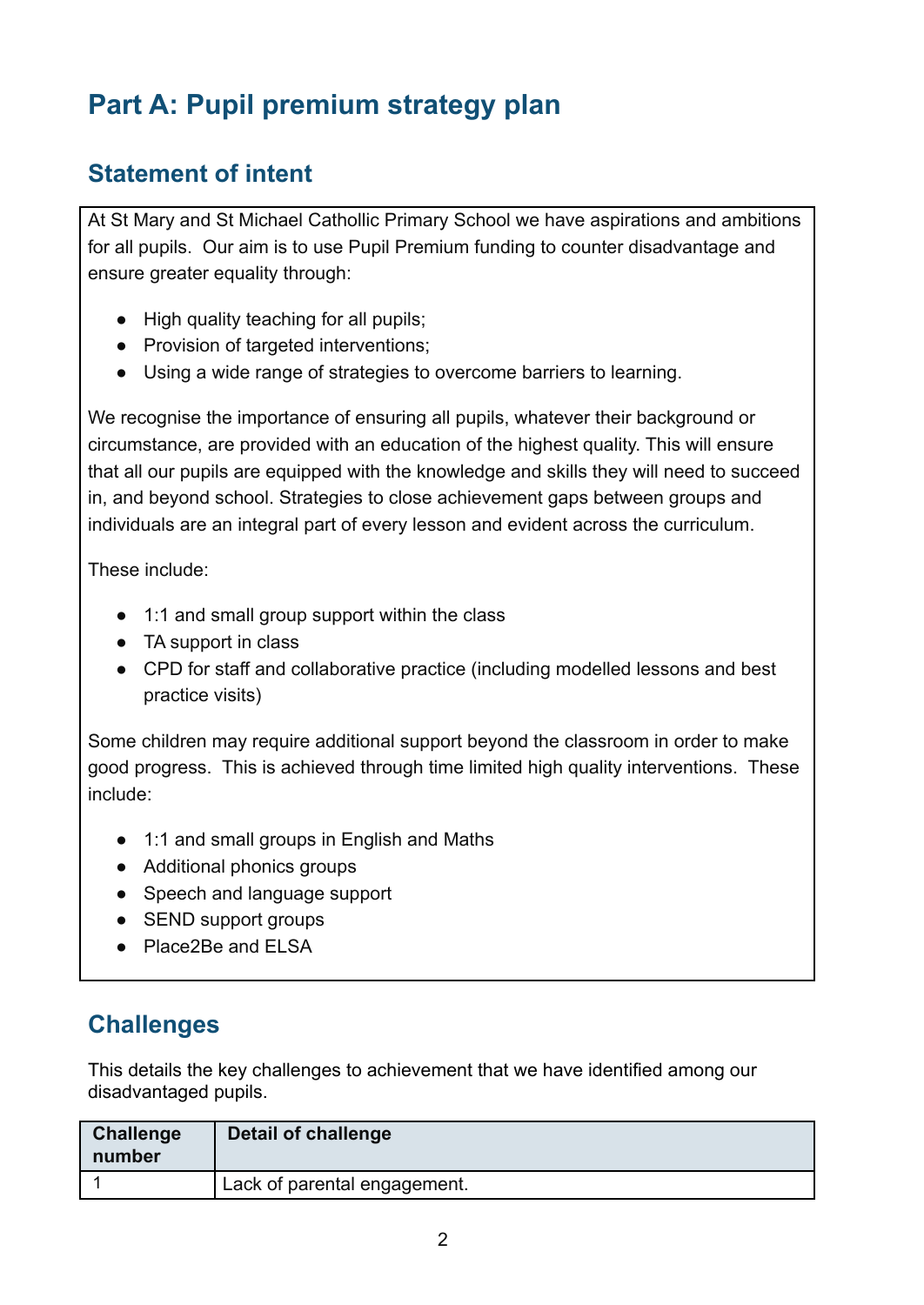# Part A: Pupil premium strategy plan

## Statement of intent

At St Mary and St Michael Cathollic Primary School we have aspirations and ambitions for all pupils. Our aim is to use Pupil Premium funding to counter disadvantage and ensure greater equality through:

- High quality teaching for all pupils;
- Provision of targeted interventions;
- Using a wide range of strategies to overcome barriers to learning.

We recognise the importance of ensuring all pupils, whatever their background or circumstance, are provided with an education of the highest quality. This will ensure that all our pupils are equipped with the knowledge and skills they will need to succeed in, and beyond school. Strategies to close achievement gaps between groups and individuals are an integral part of every lesson and evident across the curriculum.

These include:

- 1:1 and small group support within the class
- TA support in class
- CPD for staff and collaborative practice (including modelled lessons and best practice visits)

Some children may require additional support beyond the classroom in order to make good progress. This is achieved through time limited high quality interventions. These include:

- 1:1 and small groups in English and Maths
- Additional phonics groups
- Speech and language support
- SEND support groups
- Place2Be and ELSA

## Challenges

This details the key challenges to achievement that we have identified among our disadvantaged pupils.

| Challenge number | Detail of challenge |
|---|---|
| 1 | Lack of parental engagement. |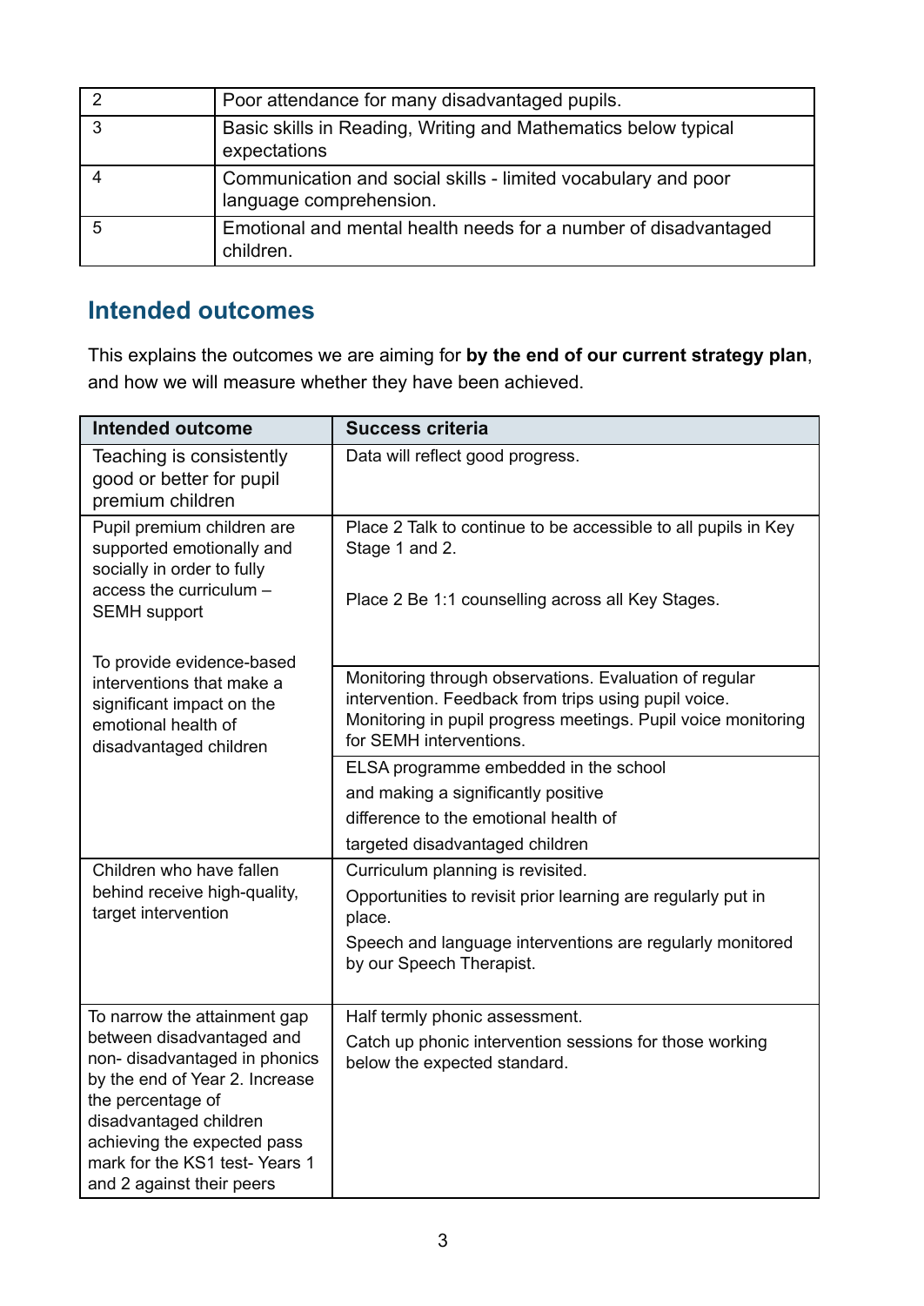| | |
|---|---|
| 2 | Poor attendance for many disadvantaged pupils. |
| 3 | Basic skills in Reading, Writing and Mathematics below typical expectations |
| 4 | Communication and social skills - limited vocabulary and poor language comprehension. |
| 5 | Emotional and mental health needs for a number of disadvantaged children. |

## Intended outcomes

This explains the outcomes we are aiming for **by the end of our current strategy plan**, and how we will measure whether they have been achieved.

| Intended outcome | Success criteria |
|---|---|
| Teaching is consistently good or better for pupil premium children | Data will reflect good progress. |
| Pupil premium children are supported emotionally and socially in order to fully access the curriculum – SEMH support<br><br>To provide evidence-based interventions that make a significant impact on the emotional health of disadvantaged children | Place 2 Talk to continue to be accessible to all pupils in Key Stage 1 and 2.<br><br>Place 2 Be 1:1 counselling across all Key Stages. |
| | Monitoring through observations. Evaluation of regular intervention. Feedback from trips using pupil voice. Monitoring in pupil progress meetings. Pupil voice monitoring for SEMH interventions. |
| | ELSA programme embedded in the school and making a significantly positive difference to the emotional health of targeted disadvantaged children |
| Children who have fallen behind receive high-quality, target intervention | Curriculum planning is revisited.<br>Opportunities to revisit prior learning are regularly put in place.<br>Speech and language interventions are regularly monitored by our Speech Therapist. |
| To narrow the attainment gap between disadvantaged and non- disadvantaged in phonics by the end of Year 2. Increase the percentage of disadvantaged children achieving the expected pass mark for the KS1 test- Years 1 and 2 against their peers | Half termly phonic assessment.<br>Catch up phonic intervention sessions for those working below the expected standard. |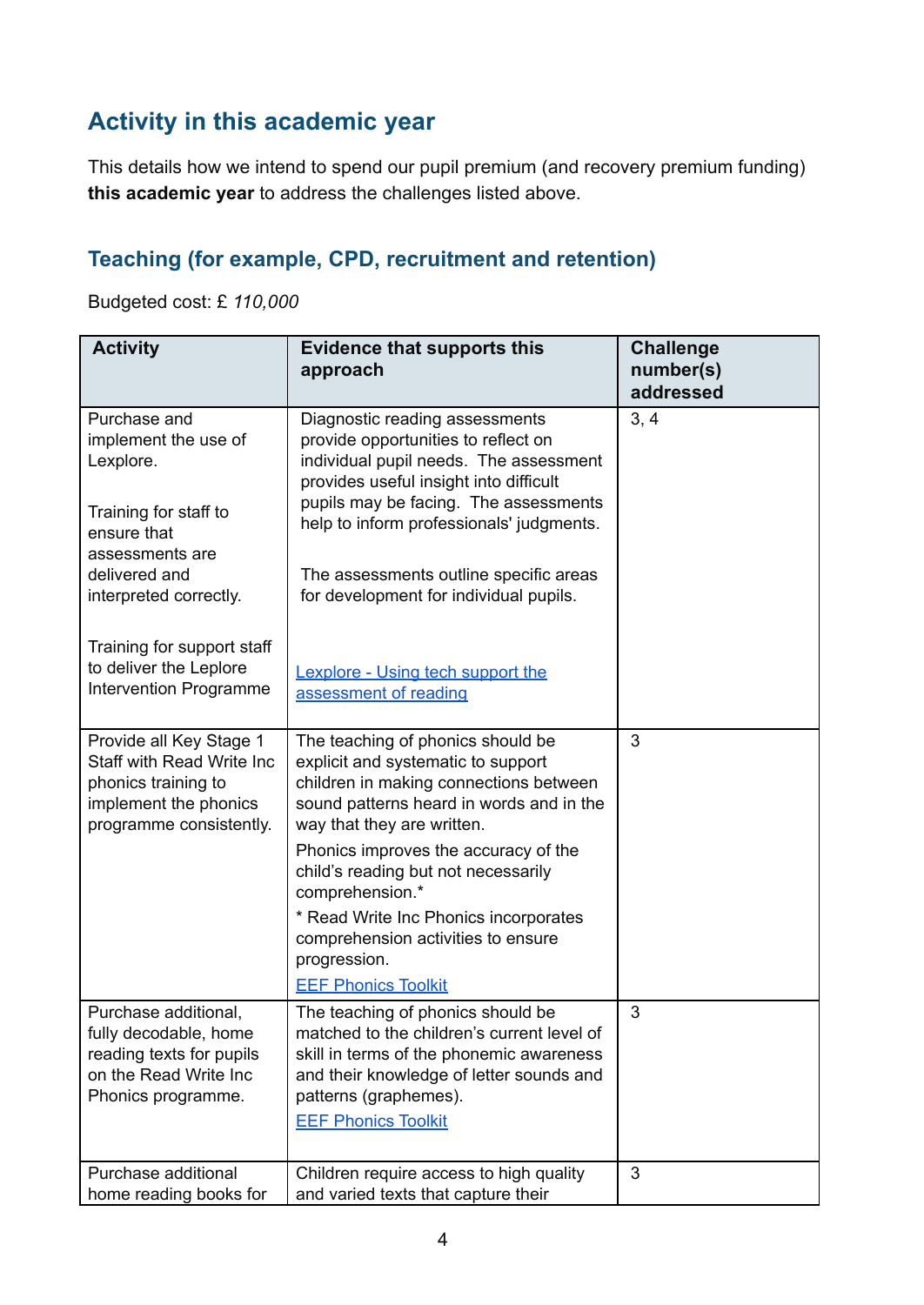## Activity in this academic year

This details how we intend to spend our pupil premium (and recovery premium funding) **this academic year** to address the challenges listed above.

### Teaching (for example, CPD, recruitment and retention)

Budgeted cost: £ *110,000*

| Activity | Evidence that supports this approach | Challenge number(s) addressed |
|---|---|---|
| Purchase and implement the use of Lexplore.<br><br>Training for staff to ensure that assessments are delivered and interpreted correctly.<br><br>Training for support staff to deliver the Leplore Intervention Programme | Diagnostic reading assessments provide opportunities to reflect on individual pupil needs. The assessment provides useful insight into difficult pupils may be facing. The assessments help to inform professionals' judgments.<br><br>The assessments outline specific areas for development for individual pupils.<br><br>[Lexplore - Using tech support the assessment of reading]() | 3, 4 |
| Provide all Key Stage 1 Staff with Read Write Inc phonics training to implement the phonics programme consistently. | The teaching of phonics should be explicit and systematic to support children in making connections between sound patterns heard in words and in the way that they are written.<br>Phonics improves the accuracy of the child's reading but not necessarily comprehension.*<br>* Read Write Inc Phonics incorporates comprehension activities to ensure progression.<br>[EEF Phonics Toolkit]() | 3 |
| Purchase additional, fully decodable, home reading texts for pupils on the Read Write Inc Phonics programme. | The teaching of phonics should be matched to the children's current level of skill in terms of the phonemic awareness and their knowledge of letter sounds and patterns (graphemes).<br>[EEF Phonics Toolkit]() | 3 |
| Purchase additional home reading books for | Children require access to high quality and varied texts that capture their | 3 |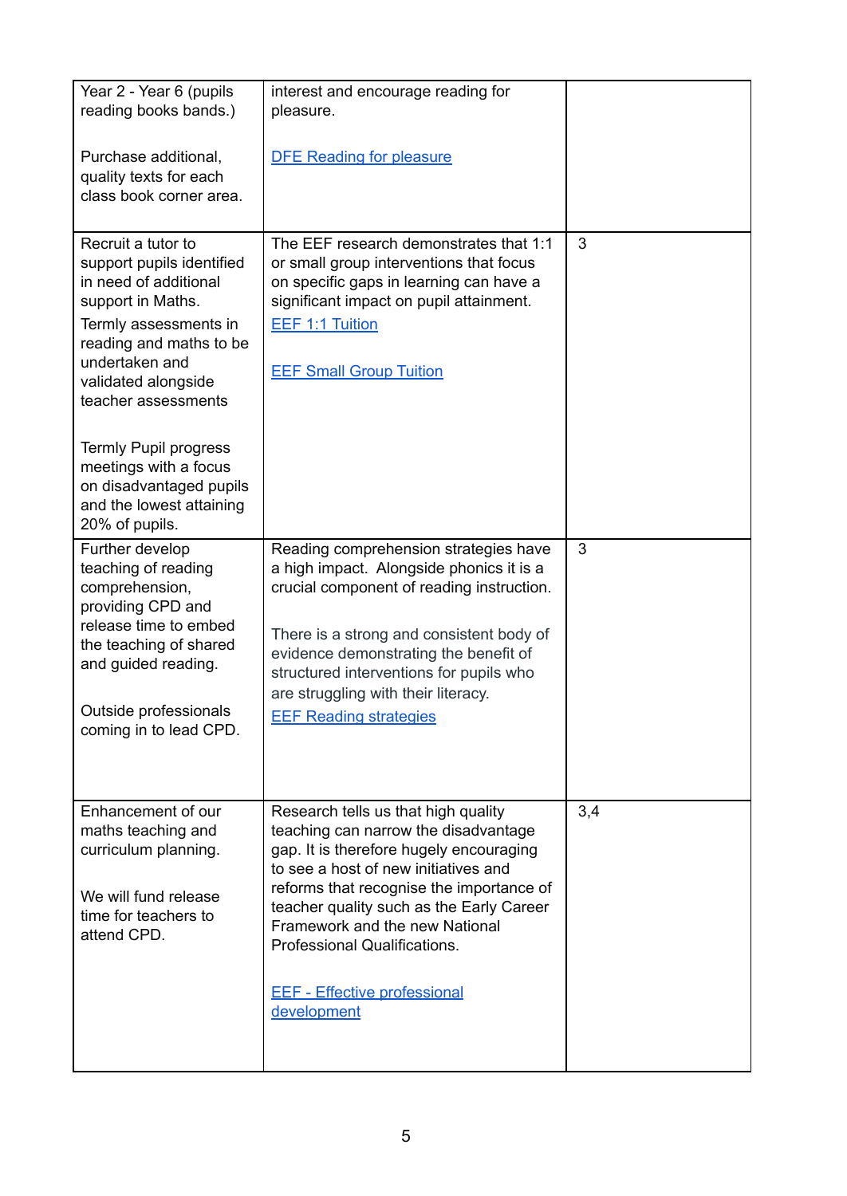| | | |
|---|---|---|
| Year 2 - Year 6 (pupils reading books bands.)<br><br>Purchase additional, quality texts for each class book corner area. | interest and encourage reading for pleasure.<br><br>[DFE Reading for pleasure]() | |
| Recruit a tutor to support pupils identified in need of additional support in Maths.<br>Termly assessments in reading and maths to be undertaken and validated alongside teacher assessments<br><br>Termly Pupil progress meetings with a focus on disadvantaged pupils and the lowest attaining 20% of pupils. | The EEF research demonstrates that 1:1 or small group interventions that focus on specific gaps in learning can have a significant impact on pupil attainment.<br>[EEF 1:1 Tuition]()<br><br>[EEF Small Group Tuition]() | 3 |
| Further develop teaching of reading comprehension, providing CPD and release time to embed the teaching of shared and guided reading.<br><br>Outside professionals coming in to lead CPD. | Reading comprehension strategies have a high impact. Alongside phonics it is a crucial component of reading instruction.<br><br>There is a strong and consistent body of evidence demonstrating the benefit of structured interventions for pupils who are struggling with their literacy.<br>[EEF Reading strategies]() | 3 |
| Enhancement of our maths teaching and curriculum planning.<br><br>We will fund release time for teachers to attend CPD. | Research tells us that high quality teaching can narrow the disadvantage gap. It is therefore hugely encouraging to see a host of new initiatives and reforms that recognise the importance of teacher quality such as the Early Career Framework and the new National Professional Qualifications.<br><br>[EEF - Effective professional development]() | 3,4 |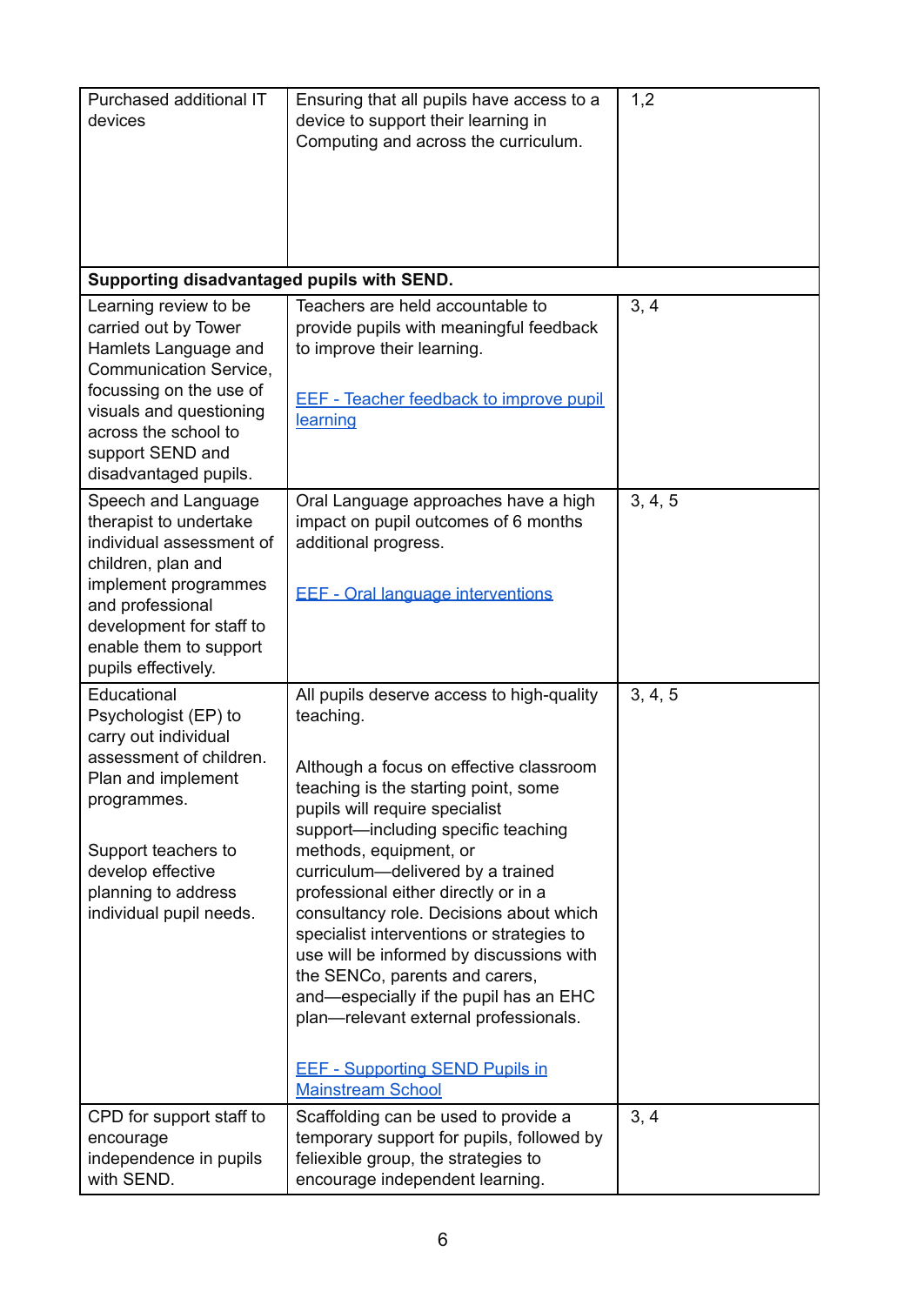| Purchased additional IT devices | Ensuring that all pupils have access to a device to support their learning in Computing and across the curriculum. | 1,2 |
|---|---|---|
| **Supporting disadvantaged pupils with SEND.** | | |
| Learning review to be carried out by Tower Hamlets Language and Communication Service, focussing on the use of visuals and questioning across the school to support SEND and disadvantaged pupils. | Teachers are held accountable to provide pupils with meaningful feedback to improve their learning.<br><br>EEF - Teacher feedback to improve pupil learning | 3, 4 |
| Speech and Language therapist to undertake individual assessment of children, plan and implement programmes and professional development for staff to enable them to support pupils effectively. | Oral Language approaches have a high impact on pupil outcomes of 6 months additional progress.<br><br>EEF - Oral language interventions | 3, 4, 5 |
| Educational Psychologist (EP) to carry out individual assessment of children. Plan and implement programmes.<br><br>Support teachers to develop effective planning to address individual pupil needs. | All pupils deserve access to high-quality teaching.<br><br>Although a focus on effective classroom teaching is the starting point, some pupils will require specialist support—including specific teaching methods, equipment, or curriculum—delivered by a trained professional either directly or in a consultancy role. Decisions about which specialist interventions or strategies to use will be informed by discussions with the SENCo, parents and carers, and—especially if the pupil has an EHC plan—relevant external professionals.<br><br>EEF - Supporting SEND Pupils in Mainstream School | 3, 4, 5 |
| CPD for support staff to encourage independence in pupils with SEND. | Scaffolding can be used to provide a temporary support for pupils, followed by feliexible group, the strategies to encourage independent learning. | 3, 4 |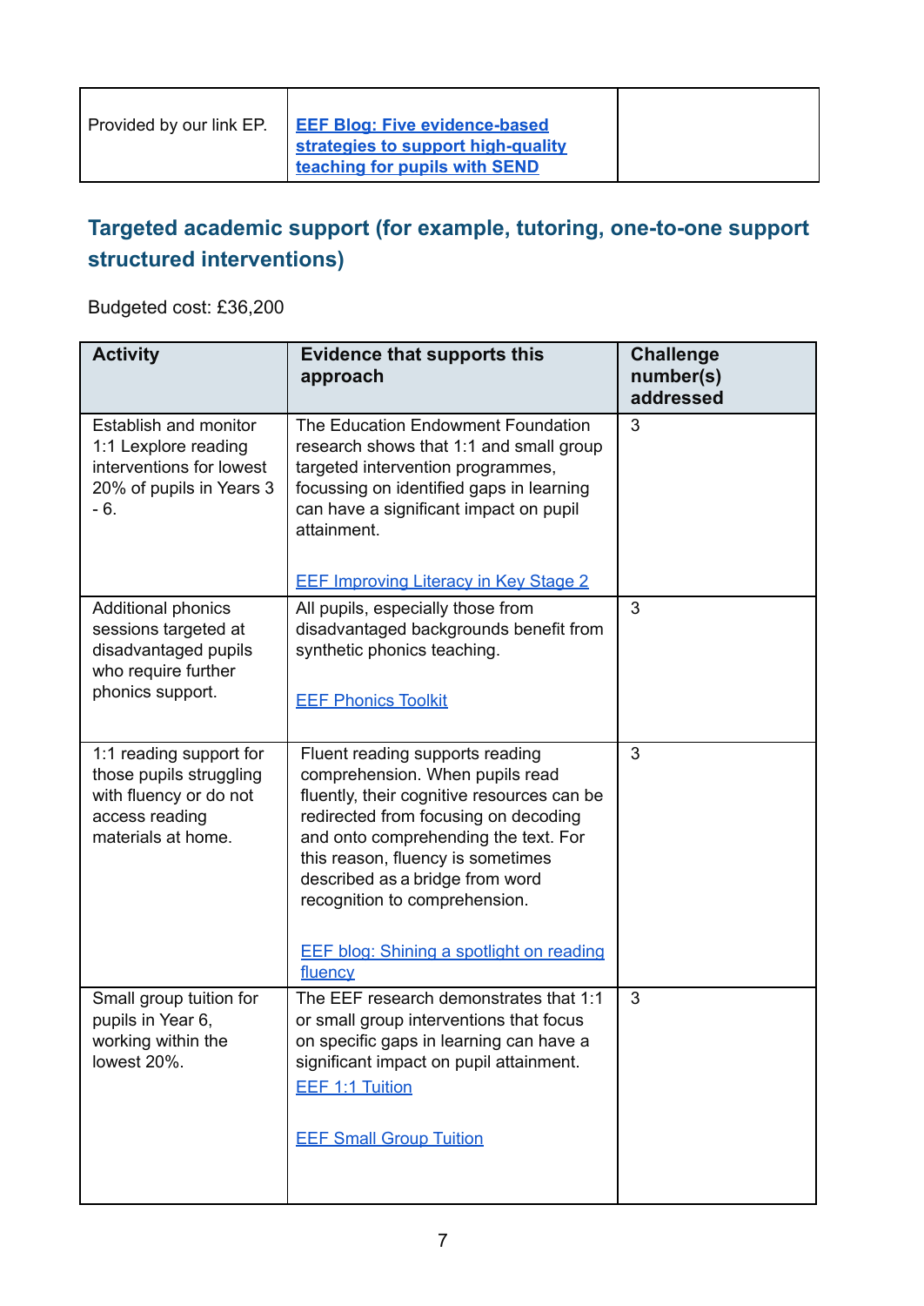| Provided by our link EP. | **EEF Blog: Five evidence-based strategies to support high-quality teaching for pupils with SEND** | |
|---|---|---|

## Targeted academic support (for example, tutoring, one-to-one support structured interventions)

Budgeted cost: £36,200

| Activity | Evidence that supports this approach | Challenge number(s) addressed |
|---|---|---|
| Establish and monitor 1:1 Lexplore reading interventions for lowest 20% of pupils in Years 3 - 6. | The Education Endowment Foundation research shows that 1:1 and small group targeted intervention programmes, focussing on identified gaps in learning can have a significant impact on pupil attainment.<br><br>EEF Improving Literacy in Key Stage 2 | 3 |
| Additional phonics sessions targeted at disadvantaged pupils who require further phonics support. | All pupils, especially those from disadvantaged backgrounds benefit from synthetic phonics teaching.<br><br>EEF Phonics Toolkit | 3 |
| 1:1 reading support for those pupils struggling with fluency or do not access reading materials at home. | Fluent reading supports reading comprehension. When pupils read fluently, their cognitive resources can be redirected from focusing on decoding and onto comprehending the text. For this reason, fluency is sometimes described as a bridge from word recognition to comprehension.<br><br>EEF blog: Shining a spotlight on reading fluency | 3 |
| Small group tuition for pupils in Year 6, working within the lowest 20%. | The EEF research demonstrates that 1:1 or small group interventions that focus on specific gaps in learning can have a significant impact on pupil attainment.<br>EEF 1:1 Tuition<br><br>EEF Small Group Tuition | 3 |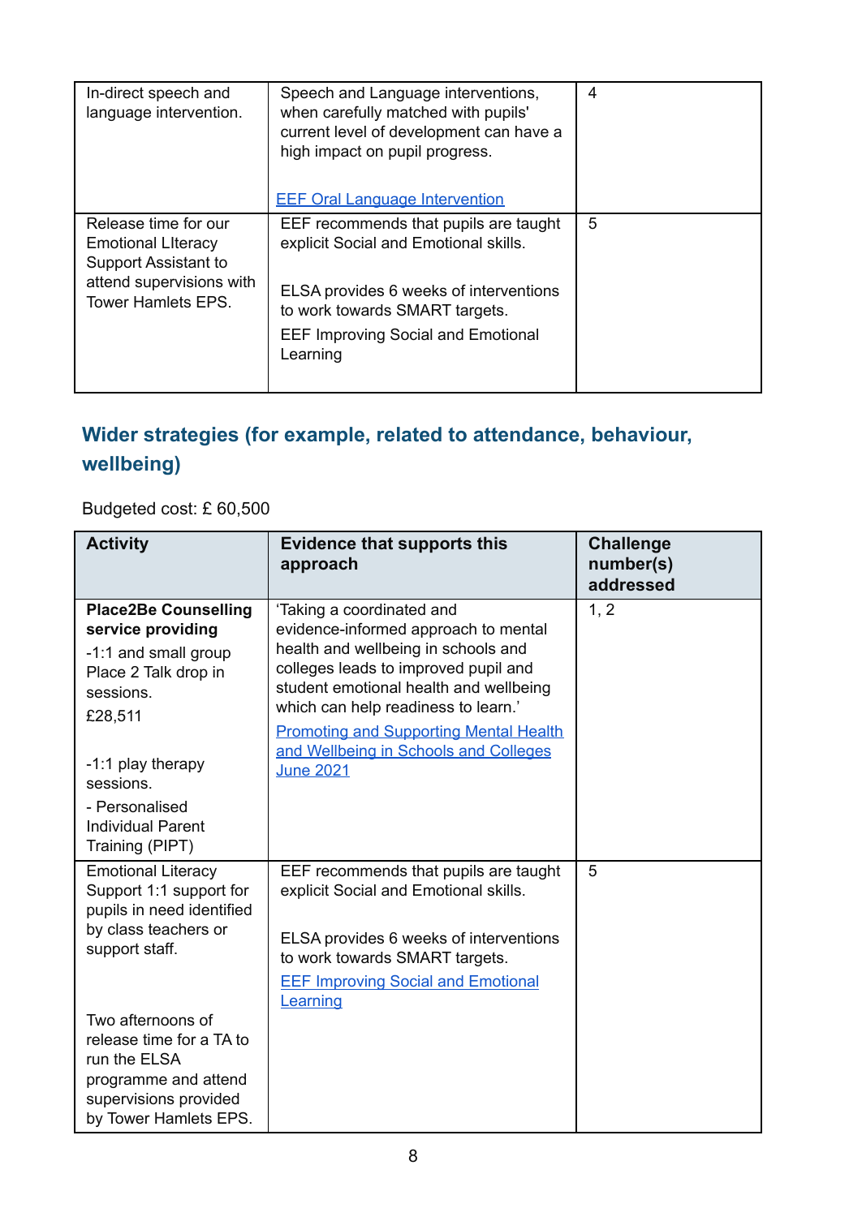| | | |
|---|---|---|
| In-direct speech and language intervention. | Speech and Language interventions, when carefully matched with pupils' current level of development can have a high impact on pupil progress.<br><br>[EEF Oral Language Intervention]() | 4 |
| Release time for our Emotional LIteracy Support Assistant to attend supervisions with Tower Hamlets EPS. | EEF recommends that pupils are taught explicit Social and Emotional skills.<br><br>ELSA provides 6 weeks of interventions to work towards SMART targets.<br>EEF Improving Social and Emotional Learning | 5 |

## Wider strategies (for example, related to attendance, behaviour, wellbeing)

Budgeted cost: £ 60,500

| Activity | Evidence that supports this approach | Challenge number(s) addressed |
|---|---|---|
| **Place2Be Counselling service providing**<br>-1:1 and small group Place 2 Talk drop in sessions.<br>£28,511<br><br>-1:1 play therapy sessions.<br>- Personalised Individual Parent Training (PIPT) | 'Taking a coordinated and evidence-informed approach to mental health and wellbeing in schools and colleges leads to improved pupil and student emotional health and wellbeing which can help readiness to learn.'<br>[Promoting and Supporting Mental Health and Wellbeing in Schools and Colleges June 2021]() | 1, 2 |
| Emotional Literacy Support 1:1 support for pupils in need identified by class teachers or support staff.<br><br>Two afternoons of release time for a TA to run the ELSA programme and attend supervisions provided by Tower Hamlets EPS. | EEF recommends that pupils are taught explicit Social and Emotional skills.<br><br>ELSA provides 6 weeks of interventions to work towards SMART targets.<br>[EEF Improving Social and Emotional Learning]() | 5 |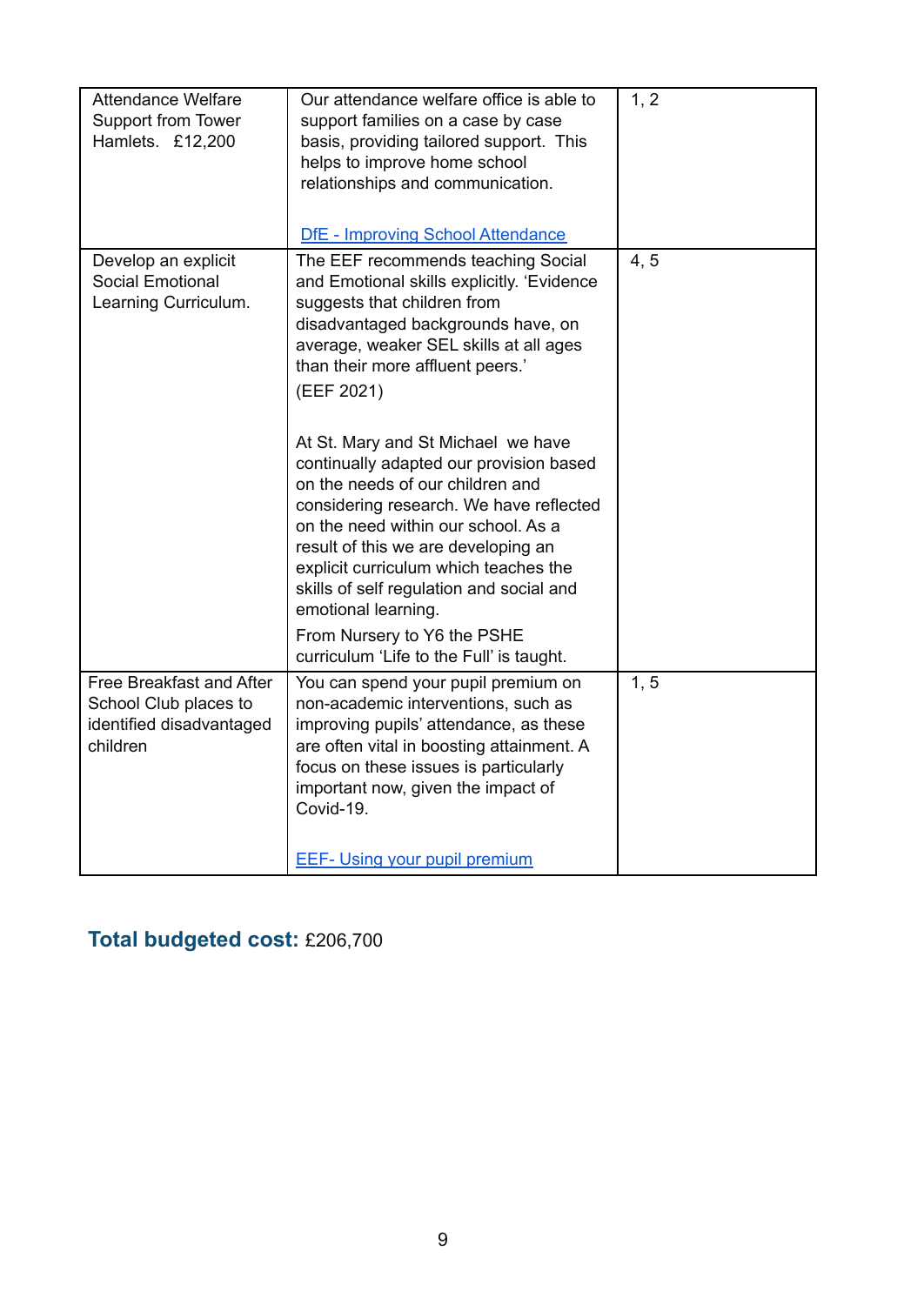| | | |
|---|---|---|
| Attendance Welfare Support from Tower Hamlets. £12,200 | Our attendance welfare office is able to support families on a case by case basis, providing tailored support. This helps to improve home school relationships and communication.<br><br>DfE - Improving School Attendance | 1, 2 |
| Develop an explicit Social Emotional Learning Curriculum. | The EEF recommends teaching Social and Emotional skills explicitly. 'Evidence suggests that children from disadvantaged backgrounds have, on average, weaker SEL skills at all ages than their more affluent peers.'<br>(EEF 2021)<br><br>At St. Mary and St Michael we have continually adapted our provision based on the needs of our children and considering research. We have reflected on the need within our school. As a result of this we are developing an explicit curriculum which teaches the skills of self regulation and social and emotional learning.<br>From Nursery to Y6 the PSHE curriculum 'Life to the Full' is taught. | 4, 5 |
| Free Breakfast and After School Club places to identified disadvantaged children | You can spend your pupil premium on non-academic interventions, such as improving pupils' attendance, as these are often vital in boosting attainment. A focus on these issues is particularly important now, given the impact of Covid-19.<br><br>EEF- Using your pupil premium | 1, 5 |

**Total budgeted cost:** £206,700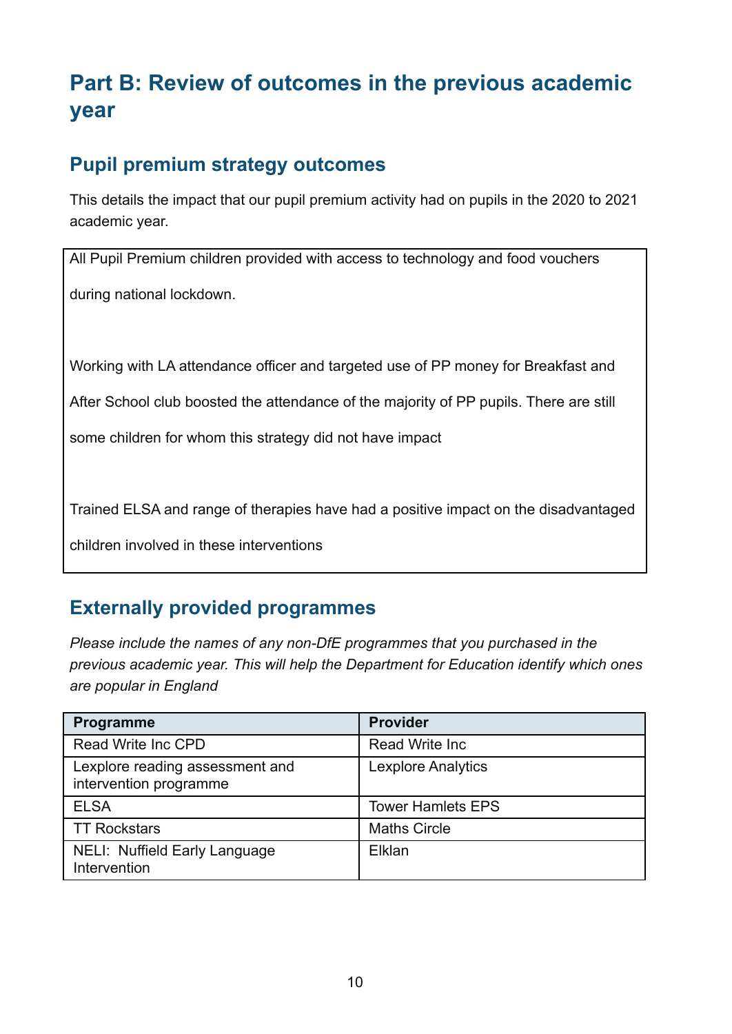# Part B: Review of outcomes in the previous academic year

## Pupil premium strategy outcomes

This details the impact that our pupil premium activity had on pupils in the 2020 to 2021 academic year.

All Pupil Premium children provided with access to technology and food vouchers during national lockdown.

Working with LA attendance officer and targeted use of PP money for Breakfast and After School club boosted the attendance of the majority of PP pupils. There are still some children for whom this strategy did not have impact

Trained ELSA and range of therapies have had a positive impact on the disadvantaged children involved in these interventions

## Externally provided programmes

*Please include the names of any non-DfE programmes that you purchased in the previous academic year. This will help the Department for Education identify which ones are popular in England*

| Programme | Provider |
|---|---|
| Read Write Inc CPD | Read Write Inc |
| Lexplore reading assessment and intervention programme | Lexplore Analytics |
| ELSA | Tower Hamlets EPS |
| TT Rockstars | Maths Circle |
| NELI: Nuffield Early Language Intervention | Elklan |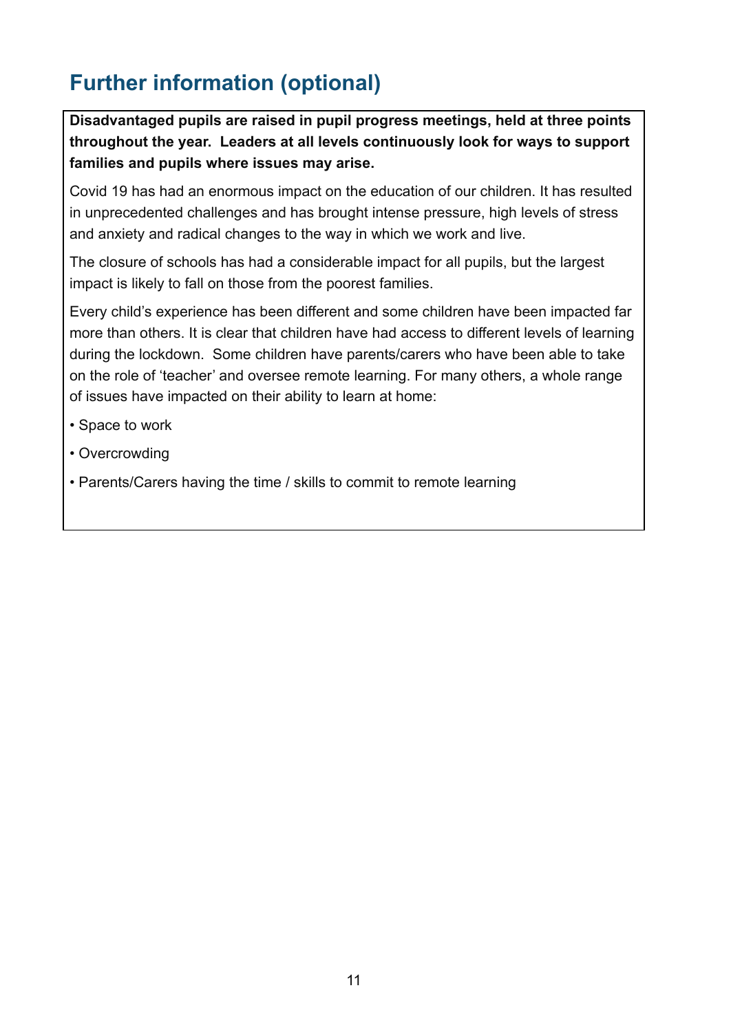## Further information (optional)

**Disadvantaged pupils are raised in pupil progress meetings, held at three points throughout the year. Leaders at all levels continuously look for ways to support families and pupils where issues may arise.**

Covid 19 has had an enormous impact on the education of our children. It has resulted in unprecedented challenges and has brought intense pressure, high levels of stress and anxiety and radical changes to the way in which we work and live.

The closure of schools has had a considerable impact for all pupils, but the largest impact is likely to fall on those from the poorest families.

Every child's experience has been different and some children have been impacted far more than others. It is clear that children have had access to different levels of learning during the lockdown. Some children have parents/carers who have been able to take on the role of 'teacher' and oversee remote learning. For many others, a whole range of issues have impacted on their ability to learn at home:

- Space to work
- Overcrowding
- Parents/Carers having the time / skills to commit to remote learning